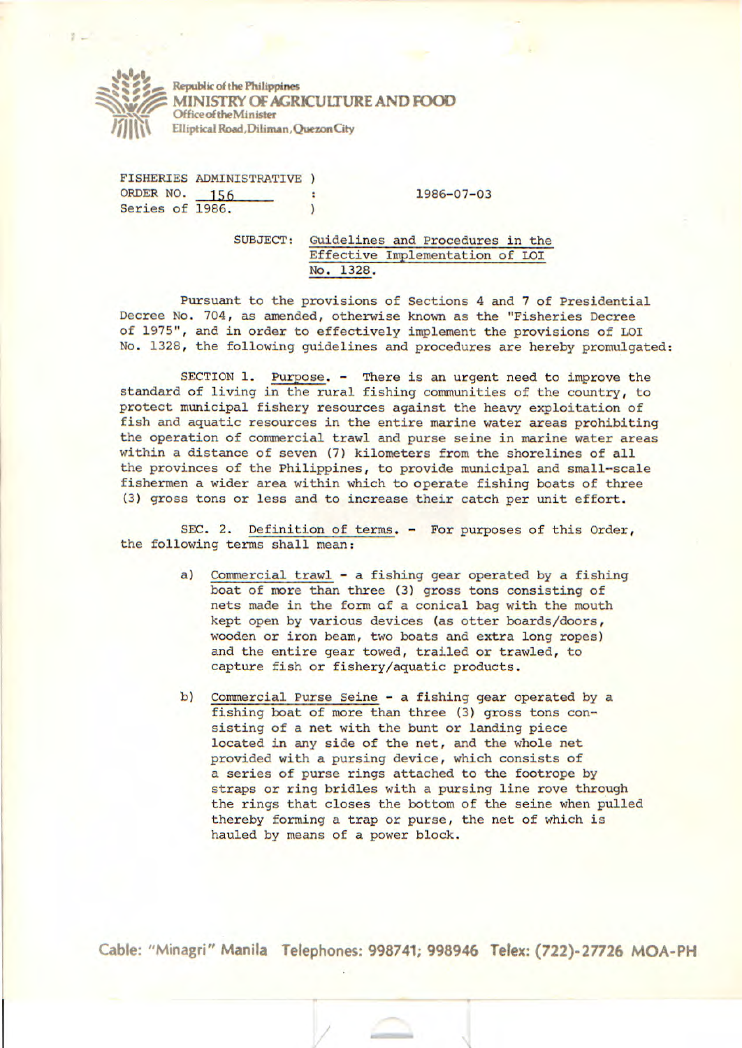Republic of the Philippines
**MINISTRY OF AGRICULTURE AND FOOD**
Office of the Minister
Elliptical Road, Diliman, Quezon City

FISHERIES ADMINISTRATIVE )
ORDER NO. 156 :
Series of 1986. )

1986-07-03

SUBJECT: Guidelines and Procedures in the Effective Implementation of LOI No. 1328.

Pursuant to the provisions of Sections 4 and 7 of Presidential Decree No. 704, as amended, otherwise known as the "Fisheries Decree of 1975", and in order to effectively implement the provisions of LOI No. 1328, the following guidelines and procedures are hereby promulgated:

SECTION 1. Purpose. - There is an urgent need to improve the standard of living in the rural fishing communities of the country, to protect municipal fishery resources against the heavy exploitation of fish and aquatic resources in the entire marine water areas prohibiting the operation of commercial trawl and purse seine in marine water areas within a distance of seven (7) kilometers from the shorelines of all the provinces of the Philippines, to provide municipal and small-scale fishermen a wider area within which to operate fishing boats of three (3) gross tons or less and to increase their catch per unit effort.

SEC. 2. Definition of terms. - For purposes of this Order, the following terms shall mean:

a) Commercial trawl - a fishing gear operated by a fishing boat of more than three (3) gross tons consisting of nets made in the form of a conical bag with the mouth kept open by various devices (as otter boards/doors, wooden or iron beam, two boats and extra long ropes) and the entire gear towed, trailed or trawled, to capture fish or fishery/aquatic products.

b) Commercial Purse Seine - a fishing gear operated by a fishing boat of more than three (3) gross tons consisting of a net with the bunt or landing piece located in any side of the net, and the whole net provided with a pursing device, which consists of a series of purse rings attached to the footrope by straps or ring bridles with a pursing line rove through the rings that closes the bottom of the seine when pulled thereby forming a trap or purse, the net of which is hauled by means of a power block.

Cable: "Minagri" Manila Telephones: 998741; 998946 Telex: (722)-27726 MOA-PH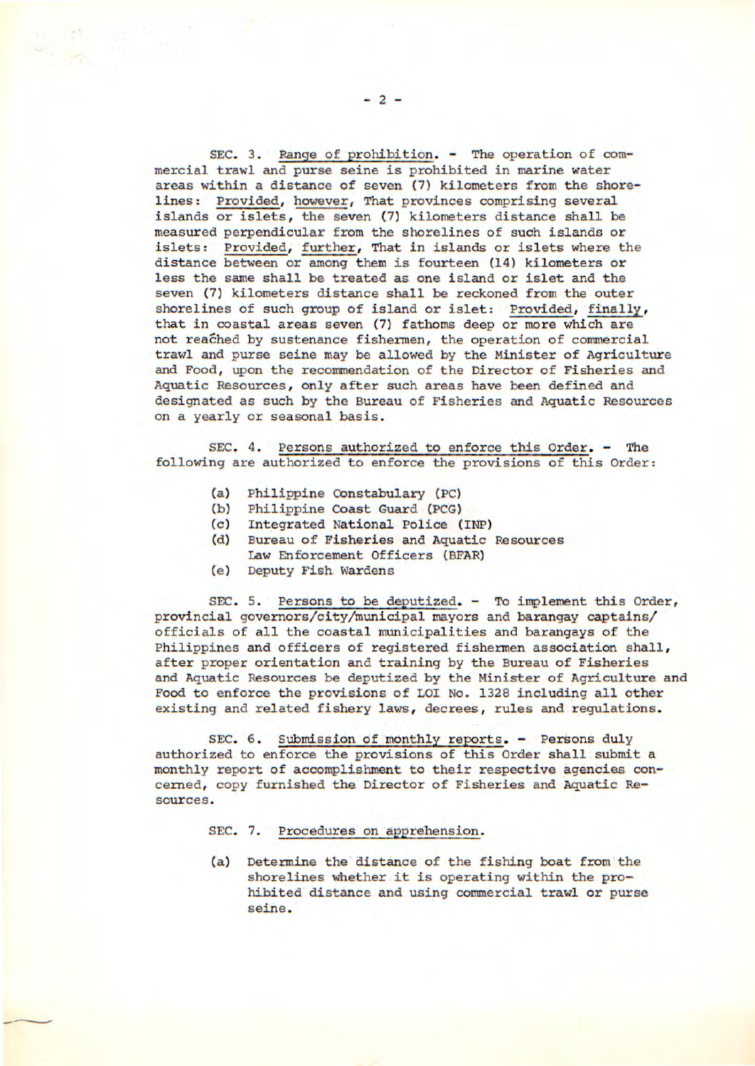SEC. 3. Range of prohibition. - The operation of commercial trawl and purse seine is prohibited in marine water areas within a distance of seven (7) kilometers from the shorelines: Provided, however, That provinces comprising several islands or islets, the seven (7) kilometers distance shall be measured perpendicular from the shorelines of such islands or islets: Provided, further, That in islands or islets where the distance between or among them is fourteen (14) kilometers or less the same shall be treated as one island or islet and the seven (7) kilometers distance shall be reckoned from the outer shorelines of such group of island or islet: Provided, finally, that in coastal areas seven (7) fathoms deep or more which are not reached by sustenance fishermen, the operation of commercial trawl and purse seine may be allowed by the Minister of Agriculture and Food, upon the recommendation of the Director of Fisheries and Aquatic Resources, only after such areas have been defined and designated as such by the Bureau of Fisheries and Aquatic Resources on a yearly or seasonal basis.

SEC. 4. Persons authorized to enforce this Order. - The following are authorized to enforce the provisions of this Order:

(a) Philippine Constabulary (PC)
(b) Philippine Coast Guard (PCG)
(c) Integrated National Police (INP)
(d) Bureau of Fisheries and Aquatic Resources Law Enforcement Officers (BFAR)
(e) Deputy Fish Wardens

SEC. 5. Persons to be deputized. - To implement this Order, provincial governors/city/municipal mayors and barangay captains/officials of all the coastal municipalities and barangays of the Philippines and officers of registered fishermen association shall, after proper orientation and training by the Bureau of Fisheries and Aquatic Resources be deputized by the Minister of Agriculture and Food to enforce the provisions of LOI No. 1328 including all other existing and related fishery laws, decrees, rules and regulations.

SEC. 6. Submission of monthly reports. - Persons duly authorized to enforce the provisions of this Order shall submit a monthly report of accomplishment to their respective agencies concerned, copy furnished the Director of Fisheries and Aquatic Resources.

SEC. 7. Procedures on apprehension.

(a) Determine the distance of the fishing boat from the shorelines whether it is operating within the prohibited distance and using commercial trawl or purse seine.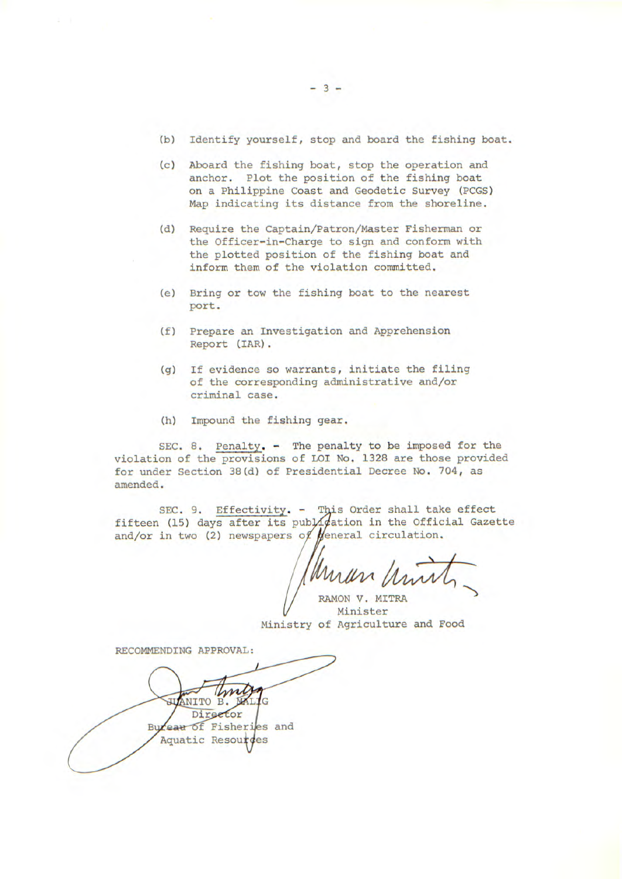(b) Identify yourself, stop and board the fishing boat.

(c) Aboard the fishing boat, stop the operation and anchor. Plot the position of the fishing boat on a Philippine Coast and Geodetic Survey (PCGS) Map indicating its distance from the shoreline.

(d) Require the Captain/Patron/Master Fisherman or the Officer-in-Charge to sign and conform with the plotted position of the fishing boat and inform them of the violation committed.

(e) Bring or tow the fishing boat to the nearest port.

(f) Prepare an Investigation and Apprehension Report (IAR).

(g) If evidence so warrants, initiate the filing of the corresponding administrative and/or criminal case.

(h) Impound the fishing gear.

SEC. 8. Penalty. - The penalty to be imposed for the violation of the provisions of LOI No. 1328 are those provided for under Section 38(d) of Presidential Decree No. 704, as amended.

SEC. 9. Effectivity. - This Order shall take effect fifteen (15) days after its publication in the Official Gazette and/or in two (2) newspapers of general circulation.

RAMON V. MITRA
Minister
Ministry of Agriculture and Food

RECOMMENDING APPROVAL:

JUANITO B. MALIG
Director
Bureau of Fisheries and Aquatic Resources